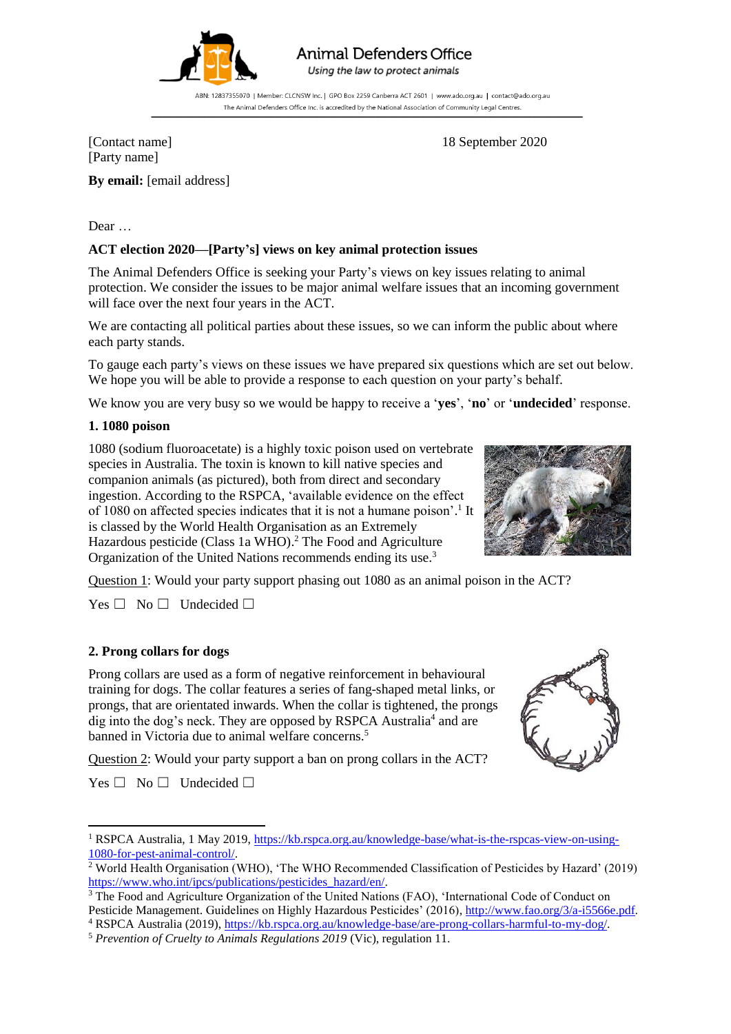Animal Defenders Office
*Using the law to protect animals*

ABN: 12837355070 | Member: CLCNSW Inc. | GPO Box 2259 Canberra ACT 2601 | www.ado.org.au | contact@ado.org.au
The Animal Defenders Office Inc. is accredited by the National Association of Community Legal Centres.

[Contact name]
[Party name]

18 September 2020

**By email:** [email address]

Dear …

**ACT election 2020—[Party's] views on key animal protection issues**

The Animal Defenders Office is seeking your Party's views on key issues relating to animal protection. We consider the issues to be major animal welfare issues that an incoming government will face over the next four years in the ACT.

We are contacting all political parties about these issues, so we can inform the public about where each party stands.

To gauge each party's views on these issues we have prepared six questions which are set out below. We hope you will be able to provide a response to each question on your party's behalf.

We know you are very busy so we would be happy to receive a '**yes**', '**no**' or '**undecided**' response.

**1. 1080 poison**

1080 (sodium fluoroacetate) is a highly toxic poison used on vertebrate species in Australia. The toxin is known to kill native species and companion animals (as pictured), both from direct and secondary ingestion. According to the RSPCA, 'available evidence on the effect of 1080 on affected species indicates that it is not a humane poison'.[1] It is classed by the World Health Organisation as an Extremely Hazardous pesticide (Class 1a WHO).[2] The Food and Agriculture Organization of the United Nations recommends ending its use.[3]

Question 1: Would your party support phasing out 1080 as an animal poison in the ACT?

Yes ☐ No ☐ Undecided ☐

**2. Prong collars for dogs**

Prong collars are used as a form of negative reinforcement in behavioural training for dogs. The collar features a series of fang-shaped metal links, or prongs, that are orientated inwards. When the collar is tightened, the prongs dig into the dog's neck. They are opposed by RSPCA Australia[4] and are banned in Victoria due to animal welfare concerns.[5]

Question 2: Would your party support a ban on prong collars in the ACT?

Yes ☐ No ☐ Undecided ☐

---

[1] RSPCA Australia, 1 May 2019, https://kb.rspca.org.au/knowledge-base/what-is-the-rspcas-view-on-using-1080-for-pest-animal-control/.

[2] World Health Organisation (WHO), 'The WHO Recommended Classification of Pesticides by Hazard' (2019) https://www.who.int/ipcs/publications/pesticides_hazard/en/.

[3] The Food and Agriculture Organization of the United Nations (FAO), 'International Code of Conduct on Pesticide Management. Guidelines on Highly Hazardous Pesticides' (2016), http://www.fao.org/3/a-i5566e.pdf.

[4] RSPCA Australia (2019), https://kb.rspca.org.au/knowledge-base/are-prong-collars-harmful-to-my-dog/.

[5] *Prevention of Cruelty to Animals Regulations 2019* (Vic), regulation 11.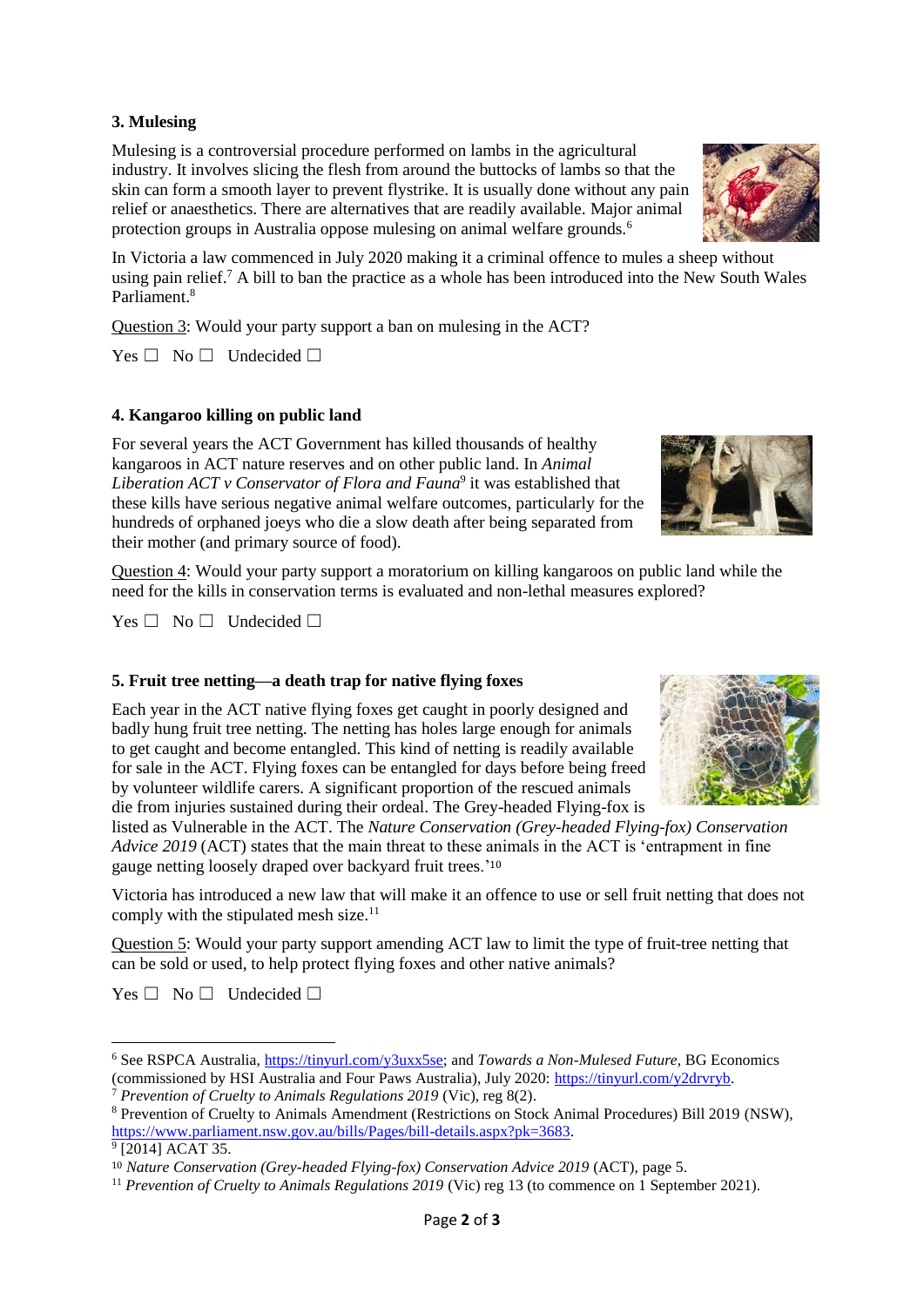### 3. Mulesing

Mulesing is a controversial procedure performed on lambs in the agricultural industry. It involves slicing the flesh from around the buttocks of lambs so that the skin can form a smooth layer to prevent flystrike. It is usually done without any pain relief or anaesthetics. There are alternatives that are readily available. Major animal protection groups in Australia oppose mulesing on animal welfare grounds.[6]

In Victoria a law commenced in July 2020 making it a criminal offence to mules a sheep without using pain relief.[7] A bill to ban the practice as a whole has been introduced into the New South Wales Parliament.[8]

Question 3: Would your party support a ban on mulesing in the ACT?

Yes ☐ No ☐ Undecided ☐

### 4. Kangaroo killing on public land

For several years the ACT Government has killed thousands of healthy kangaroos in ACT nature reserves and on other public land. In *Animal Liberation ACT v Conservator of Flora and Fauna*[9] it was established that these kills have serious negative animal welfare outcomes, particularly for the hundreds of orphaned joeys who die a slow death after being separated from their mother (and primary source of food).

Question 4: Would your party support a moratorium on killing kangaroos on public land while the need for the kills in conservation terms is evaluated and non-lethal measures explored?

Yes ☐ No ☐ Undecided ☐

### 5. Fruit tree netting—a death trap for native flying foxes

Each year in the ACT native flying foxes get caught in poorly designed and badly hung fruit tree netting. The netting has holes large enough for animals to get caught and become entangled. This kind of netting is readily available for sale in the ACT. Flying foxes can be entangled for days before being freed by volunteer wildlife carers. A significant proportion of the rescued animals die from injuries sustained during their ordeal. The Grey-headed Flying-fox is listed as Vulnerable in the ACT. The *Nature Conservation (Grey-headed Flying-fox) Conservation Advice 2019* (ACT) states that the main threat to these animals in the ACT is 'entrapment in fine gauge netting loosely draped over backyard fruit trees.'[10]

Victoria has introduced a new law that will make it an offence to use or sell fruit netting that does not comply with the stipulated mesh size.[11]

Question 5: Would your party support amending ACT law to limit the type of fruit-tree netting that can be sold or used, to help protect flying foxes and other native animals?

Yes ☐ No ☐ Undecided ☐

---

[6] See RSPCA Australia, https://tinyurl.com/y3uxx5se; and *Towards a Non-Mulesed Future*, BG Economics (commissioned by HSI Australia and Four Paws Australia), July 2020: https://tinyurl.com/y2drvryb.

[7] *Prevention of Cruelty to Animals Regulations 2019* (Vic), reg 8(2).

[8] Prevention of Cruelty to Animals Amendment (Restrictions on Stock Animal Procedures) Bill 2019 (NSW), https://www.parliament.nsw.gov.au/bills/Pages/bill-details.aspx?pk=3683.

[9] [2014] ACAT 35.

[10] *Nature Conservation (Grey-headed Flying-fox) Conservation Advice 2019* (ACT), page 5.

[11] *Prevention of Cruelty to Animals Regulations 2019* (Vic) reg 13 (to commence on 1 September 2021).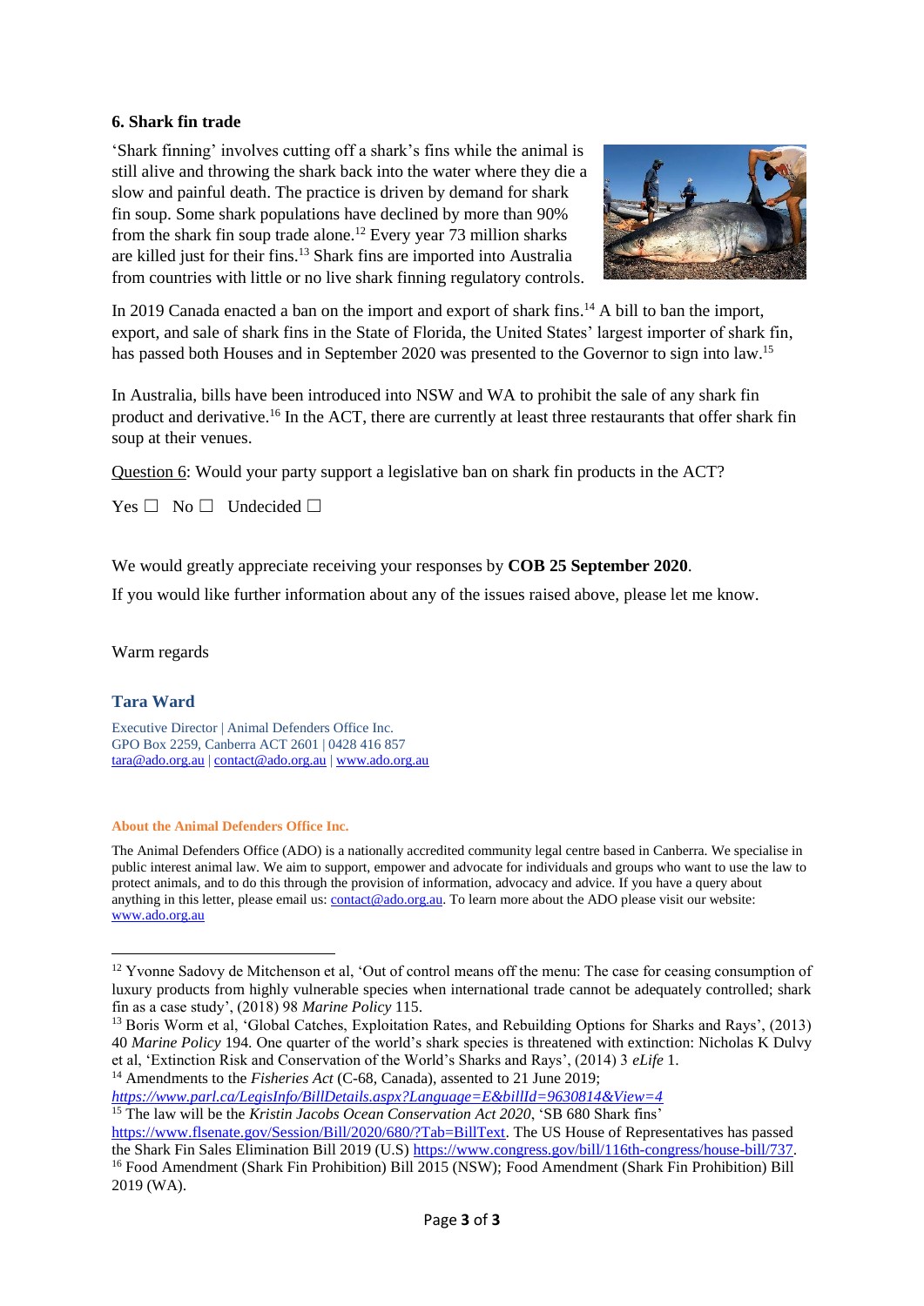### 6. Shark fin trade

'Shark finning' involves cutting off a shark's fins while the animal is still alive and throwing the shark back into the water where they die a slow and painful death. The practice is driven by demand for shark fin soup. Some shark populations have declined by more than 90% from the shark fin soup trade alone.[12] Every year 73 million sharks are killed just for their fins.[13] Shark fins are imported into Australia from countries with little or no live shark finning regulatory controls.

In 2019 Canada enacted a ban on the import and export of shark fins.[14] A bill to ban the import, export, and sale of shark fins in the State of Florida, the United States' largest importer of shark fin, has passed both Houses and in September 2020 was presented to the Governor to sign into law.[15]

In Australia, bills have been introduced into NSW and WA to prohibit the sale of any shark fin product and derivative.[16] In the ACT, there are currently at least three restaurants that offer shark fin soup at their venues.

Question 6: Would your party support a legislative ban on shark fin products in the ACT?

Yes ☐ No ☐ Undecided ☐

We would greatly appreciate receiving your responses by **COB 25 September 2020**.

If you would like further information about any of the issues raised above, please let me know.

Warm regards

**Tara Ward**

Executive Director | Animal Defenders Office Inc.
GPO Box 2259, Canberra ACT 2601 | 0428 416 857
tara@ado.org.au | contact@ado.org.au | www.ado.org.au

**About the Animal Defenders Office Inc.**

The Animal Defenders Office (ADO) is a nationally accredited community legal centre based in Canberra. We specialise in public interest animal law. We aim to support, empower and advocate for individuals and groups who want to use the law to protect animals, and to do this through the provision of information, advocacy and advice. If you have a query about anything in this letter, please email us: contact@ado.org.au. To learn more about the ADO please visit our website: www.ado.org.au

---

[12] Yvonne Sadovy de Mitchenson et al, 'Out of control means off the menu: The case for ceasing consumption of luxury products from highly vulnerable species when international trade cannot be adequately controlled; shark fin as a case study', (2018) 98 *Marine Policy* 115.

[13] Boris Worm et al, 'Global Catches, Exploitation Rates, and Rebuilding Options for Sharks and Rays', (2013) 40 *Marine Policy* 194. One quarter of the world's shark species is threatened with extinction: Nicholas K Dulvy et al, 'Extinction Risk and Conservation of the World's Sharks and Rays', (2014) 3 *eLife* 1.

[14] Amendments to the *Fisheries Act* (C-68, Canada), assented to 21 June 2019; *https://www.parl.ca/LegisInfo/BillDetails.aspx?Language=E&billId=9630814&View=4*

[15] The law will be the *Kristin Jacobs Ocean Conservation Act 2020*, 'SB 680 Shark fins' https://www.flsenate.gov/Session/Bill/2020/680/?Tab=BillText. The US House of Representatives has passed the Shark Fin Sales Elimination Bill 2019 (U.S) https://www.congress.gov/bill/116th-congress/house-bill/737.

[16] Food Amendment (Shark Fin Prohibition) Bill 2015 (NSW); Food Amendment (Shark Fin Prohibition) Bill 2019 (WA).